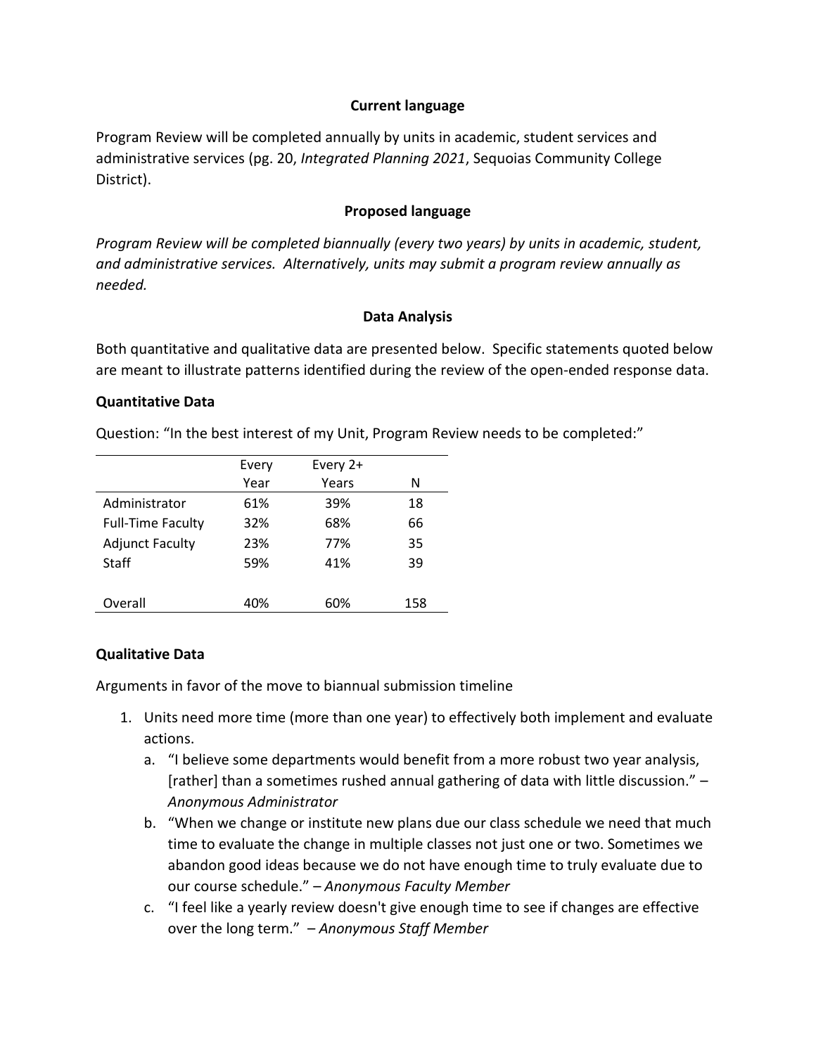**Current language**

Program Review will be completed annually by units in academic, student services and administrative services (pg. 20, *Integrated Planning 2021*, Sequoias Community College District).

**Proposed language**

*Program Review will be completed biannually (every two years) by units in academic, student, and administrative services. Alternatively, units may submit a program review annually as needed.*

**Data Analysis**

Both quantitative and qualitative data are presented below. Specific statements quoted below are meant to illustrate patterns identified during the review of the open-ended response data.

**Quantitative Data**

Question: "In the best interest of my Unit, Program Review needs to be completed:"

| | Every Year | Every 2+ Years | N |
|---|---|---|---|
| Administrator | 61% | 39% | 18 |
| Full-Time Faculty | 32% | 68% | 66 |
| Adjunct Faculty | 23% | 77% | 35 |
| Staff | 59% | 41% | 39 |
| Overall | 40% | 60% | 158 |

**Qualitative Data**

Arguments in favor of the move to biannual submission timeline

1. Units need more time (more than one year) to effectively both implement and evaluate actions.
   a. "I believe some departments would benefit from a more robust two year analysis, [rather] than a sometimes rushed annual gathering of data with little discussion." – *Anonymous Administrator*
   b. "When we change or institute new plans due our class schedule we need that much time to evaluate the change in multiple classes not just one or two. Sometimes we abandon good ideas because we do not have enough time to truly evaluate due to our course schedule." – *Anonymous Faculty Member*
   c. "I feel like a yearly review doesn't give enough time to see if changes are effective over the long term." – *Anonymous Staff Member*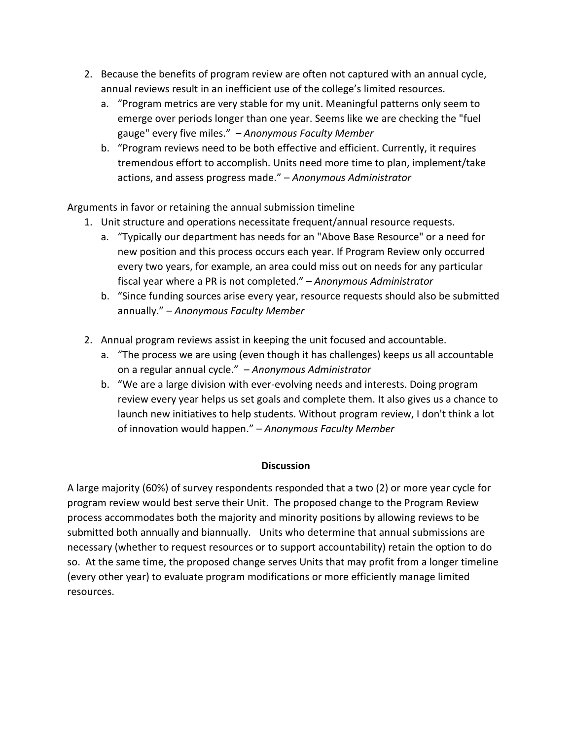2. Because the benefits of program review are often not captured with an annual cycle, annual reviews result in an inefficient use of the college's limited resources.
   a. "Program metrics are very stable for my unit. Meaningful patterns only seem to emerge over periods longer than one year. Seems like we are checking the "fuel gauge" every five miles." – *Anonymous Faculty Member*
   b. "Program reviews need to be both effective and efficient. Currently, it requires tremendous effort to accomplish. Units need more time to plan, implement/take actions, and assess progress made." – *Anonymous Administrator*

Arguments in favor or retaining the annual submission timeline

1. Unit structure and operations necessitate frequent/annual resource requests.
   a. "Typically our department has needs for an "Above Base Resource" or a need for new position and this process occurs each year. If Program Review only occurred every two years, for example, an area could miss out on needs for any particular fiscal year where a PR is not completed." – *Anonymous Administrator*
   b. "Since funding sources arise every year, resource requests should also be submitted annually." – *Anonymous Faculty Member*

2. Annual program reviews assist in keeping the unit focused and accountable.
   a. "The process we are using (even though it has challenges) keeps us all accountable on a regular annual cycle." – *Anonymous Administrator*
   b. "We are a large division with ever-evolving needs and interests. Doing program review every year helps us set goals and complete them. It also gives us a chance to launch new initiatives to help students. Without program review, I don't think a lot of innovation would happen." – *Anonymous Faculty Member*

**Discussion**

A large majority (60%) of survey respondents responded that a two (2) or more year cycle for program review would best serve their Unit. The proposed change to the Program Review process accommodates both the majority and minority positions by allowing reviews to be submitted both annually and biannually. Units who determine that annual submissions are necessary (whether to request resources or to support accountability) retain the option to do so. At the same time, the proposed change serves Units that may profit from a longer timeline (every other year) to evaluate program modifications or more efficiently manage limited resources.